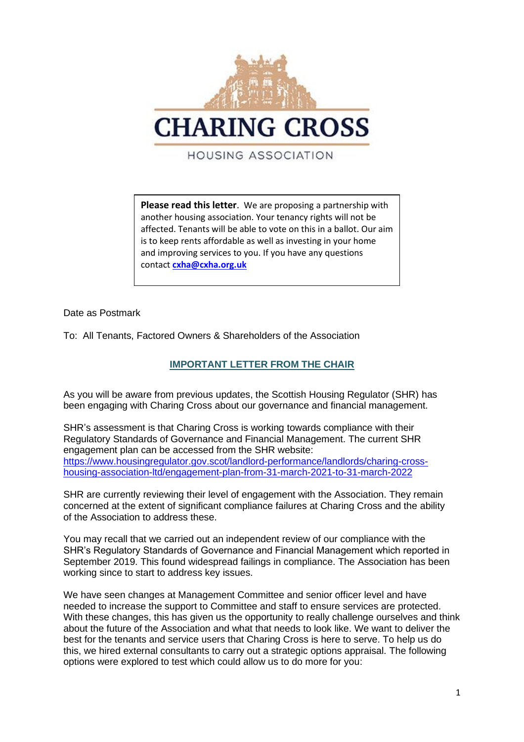CHARING CROSS

HOUSING ASSOCIATION

> **Please read this letter**. We are proposing a partnership with another housing association. Your tenancy rights will not be affected. Tenants will be able to vote on this in a ballot. Our aim is to keep rents affordable as well as investing in your home and improving services to you. If you have any questions contact **cxha@cxha.org.uk**

Date as Postmark

To: All Tenants, Factored Owners & Shareholders of the Association

## IMPORTANT LETTER FROM THE CHAIR

As you will be aware from previous updates, the Scottish Housing Regulator (SHR) has been engaging with Charing Cross about our governance and financial management.

SHR's assessment is that Charing Cross is working towards compliance with their Regulatory Standards of Governance and Financial Management. The current SHR engagement plan can be accessed from the SHR website: https://www.housingregulator.gov.scot/landlord-performance/landlords/charing-cross-housing-association-ltd/engagement-plan-from-31-march-2021-to-31-march-2022

SHR are currently reviewing their level of engagement with the Association. They remain concerned at the extent of significant compliance failures at Charing Cross and the ability of the Association to address these.

You may recall that we carried out an independent review of our compliance with the SHR's Regulatory Standards of Governance and Financial Management which reported in September 2019. This found widespread failings in compliance. The Association has been working since to start to address key issues.

We have seen changes at Management Committee and senior officer level and have needed to increase the support to Committee and staff to ensure services are protected. With these changes, this has given us the opportunity to really challenge ourselves and think about the future of the Association and what that needs to look like. We want to deliver the best for the tenants and service users that Charing Cross is here to serve. To help us do this, we hired external consultants to carry out a strategic options appraisal. The following options were explored to test which could allow us to do more for you: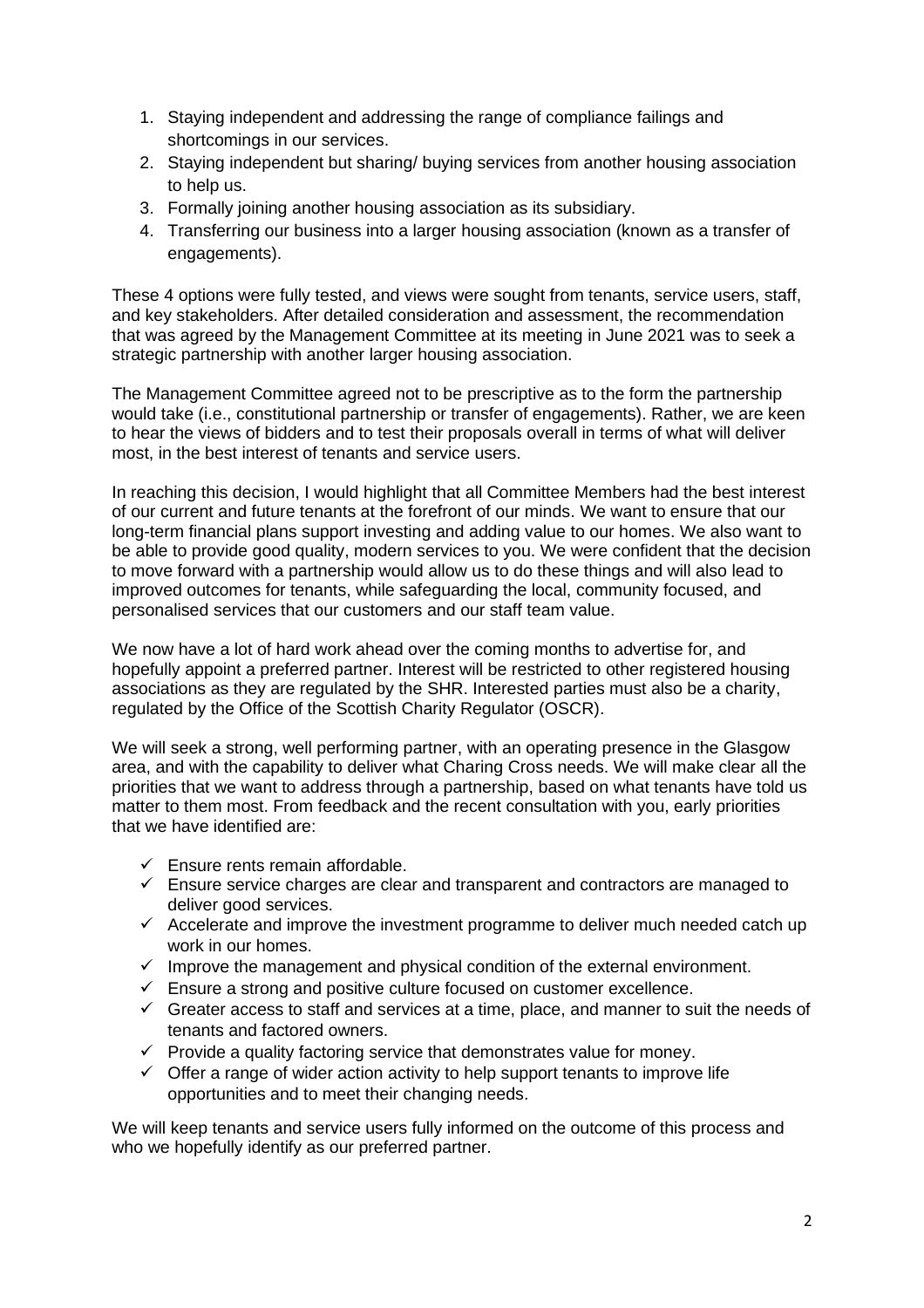1. Staying independent and addressing the range of compliance failings and shortcomings in our services.
2. Staying independent but sharing/ buying services from another housing association to help us.
3. Formally joining another housing association as its subsidiary.
4. Transferring our business into a larger housing association (known as a transfer of engagements).

These 4 options were fully tested, and views were sought from tenants, service users, staff, and key stakeholders. After detailed consideration and assessment, the recommendation that was agreed by the Management Committee at its meeting in June 2021 was to seek a strategic partnership with another larger housing association.

The Management Committee agreed not to be prescriptive as to the form the partnership would take (i.e., constitutional partnership or transfer of engagements). Rather, we are keen to hear the views of bidders and to test their proposals overall in terms of what will deliver most, in the best interest of tenants and service users.

In reaching this decision, I would highlight that all Committee Members had the best interest of our current and future tenants at the forefront of our minds. We want to ensure that our long-term financial plans support investing and adding value to our homes. We also want to be able to provide good quality, modern services to you. We were confident that the decision to move forward with a partnership would allow us to do these things and will also lead to improved outcomes for tenants, while safeguarding the local, community focused, and personalised services that our customers and our staff team value.

We now have a lot of hard work ahead over the coming months to advertise for, and hopefully appoint a preferred partner. Interest will be restricted to other registered housing associations as they are regulated by the SHR. Interested parties must also be a charity, regulated by the Office of the Scottish Charity Regulator (OSCR).

We will seek a strong, well performing partner, with an operating presence in the Glasgow area, and with the capability to deliver what Charing Cross needs. We will make clear all the priorities that we want to address through a partnership, based on what tenants have told us matter to them most. From feedback and the recent consultation with you, early priorities that we have identified are:

- ✓ Ensure rents remain affordable.
- ✓ Ensure service charges are clear and transparent and contractors are managed to deliver good services.
- ✓ Accelerate and improve the investment programme to deliver much needed catch up work in our homes.
- ✓ Improve the management and physical condition of the external environment.
- ✓ Ensure a strong and positive culture focused on customer excellence.
- ✓ Greater access to staff and services at a time, place, and manner to suit the needs of tenants and factored owners.
- ✓ Provide a quality factoring service that demonstrates value for money.
- ✓ Offer a range of wider action activity to help support tenants to improve life opportunities and to meet their changing needs.

We will keep tenants and service users fully informed on the outcome of this process and who we hopefully identify as our preferred partner.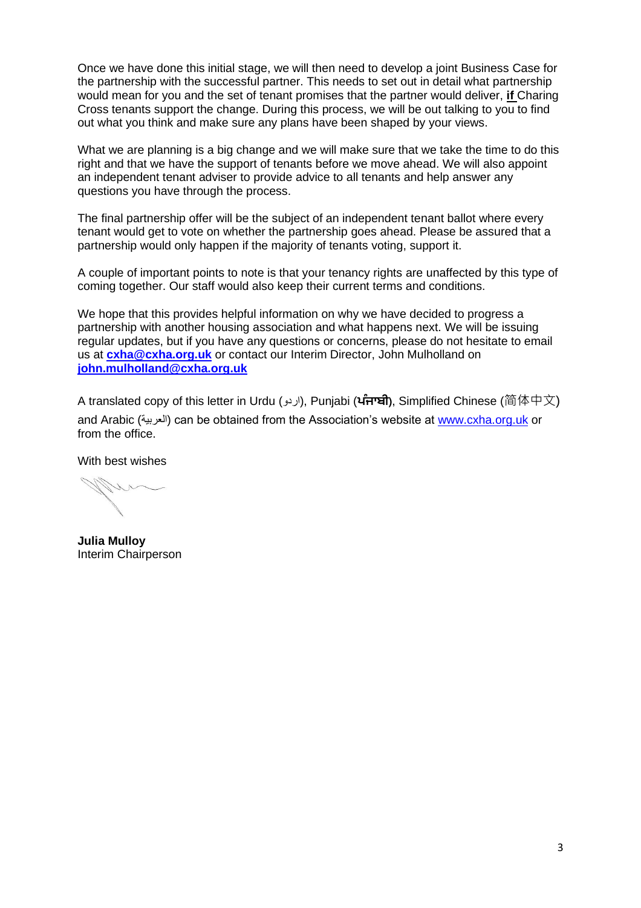Once we have done this initial stage, we will then need to develop a joint Business Case for the partnership with the successful partner. This needs to set out in detail what partnership would mean for you and the set of tenant promises that the partner would deliver, **if** Charing Cross tenants support the change. During this process, we will be out talking to you to find out what you think and make sure any plans have been shaped by your views.

What we are planning is a big change and we will make sure that we take the time to do this right and that we have the support of tenants before we move ahead. We will also appoint an independent tenant adviser to provide advice to all tenants and help answer any questions you have through the process.

The final partnership offer will be the subject of an independent tenant ballot where every tenant would get to vote on whether the partnership goes ahead. Please be assured that a partnership would only happen if the majority of tenants voting, support it.

A couple of important points to note is that your tenancy rights are unaffected by this type of coming together. Our staff would also keep their current terms and conditions.

We hope that this provides helpful information on why we have decided to progress a partnership with another housing association and what happens next. We will be issuing regular updates, but if you have any questions or concerns, please do not hesitate to email us at **cxha@cxha.org.uk** or contact our Interim Director, John Mulholland on **john.mulholland@cxha.org.uk**

A translated copy of this letter in Urdu (اردو), Punjabi (**ਪੰਜਾਬੀ**), Simplified Chinese (简体中文) and Arabic (العربية) can be obtained from the Association's website at www.cxha.org.uk or from the office.

With best wishes

**Julia Mulloy**
Interim Chairperson